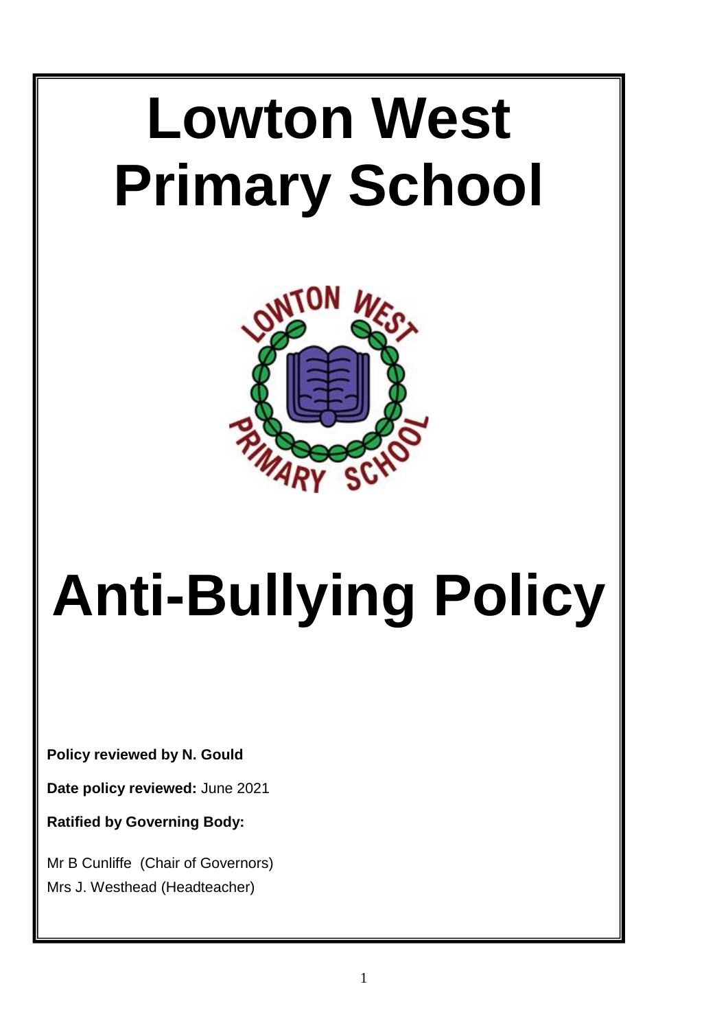# Lowton West Primary School

# Anti-Bullying Policy

**Policy reviewed by N. Gould**

**Date policy reviewed:** June 2021

**Ratified by Governing Body:**

Mr B Cunliffe (Chair of Governors)

Mrs J. Westhead (Headteacher)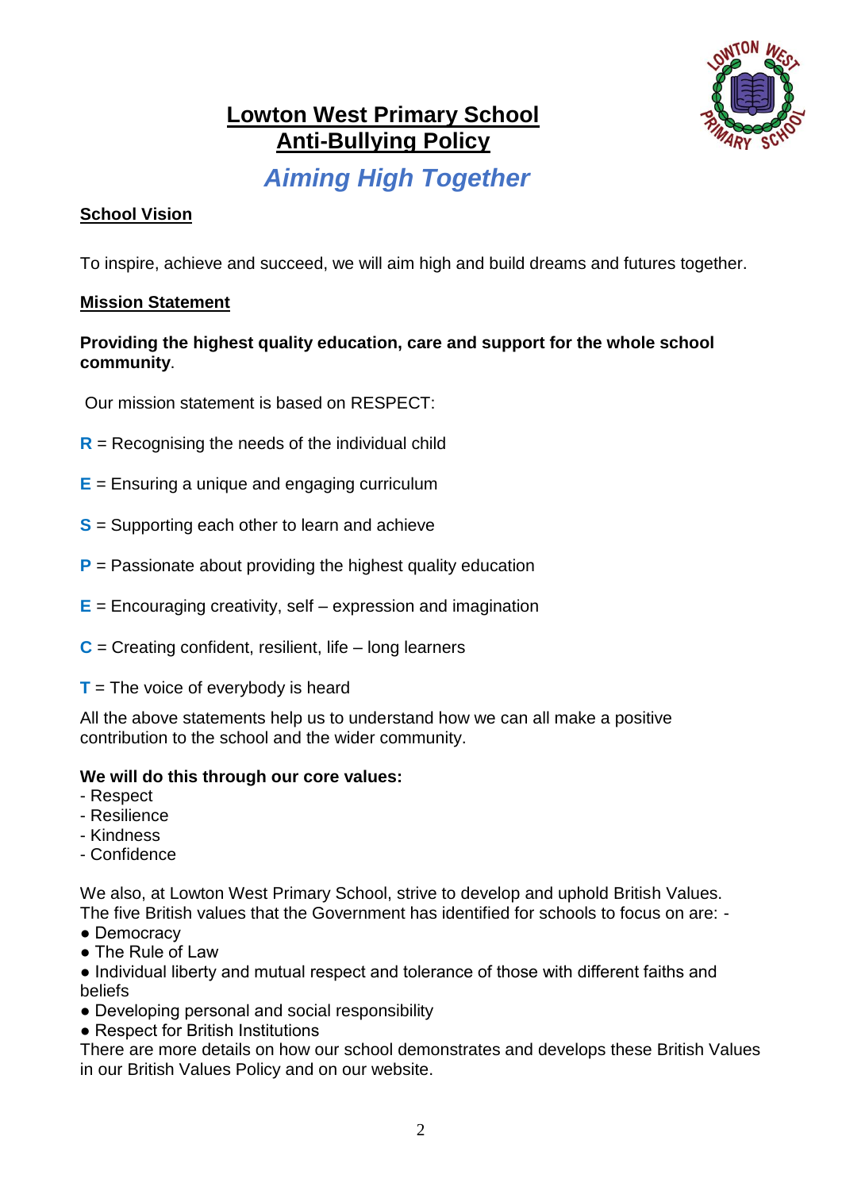# Lowton West Primary School
# Anti-Bullying Policy

## *Aiming High Together*

### School Vision

To inspire, achieve and succeed, we will aim high and build dreams and futures together.

### Mission Statement

**Providing the highest quality education, care and support for the whole school community**.

Our mission statement is based on RESPECT:

**R** = Recognising the needs of the individual child

**E** = Ensuring a unique and engaging curriculum

**S** = Supporting each other to learn and achieve

**P** = Passionate about providing the highest quality education

**E** = Encouraging creativity, self – expression and imagination

**C** = Creating confident, resilient, life – long learners

**T** = The voice of everybody is heard

All the above statements help us to understand how we can all make a positive contribution to the school and the wider community.

**We will do this through our core values:**

- Respect
- Resilience
- Kindness
- Confidence

We also, at Lowton West Primary School, strive to develop and uphold British Values. The five British values that the Government has identified for schools to focus on are: -

- Democracy
- The Rule of Law
- Individual liberty and mutual respect and tolerance of those with different faiths and beliefs
- Developing personal and social responsibility
- Respect for British Institutions

There are more details on how our school demonstrates and develops these British Values in our British Values Policy and on our website.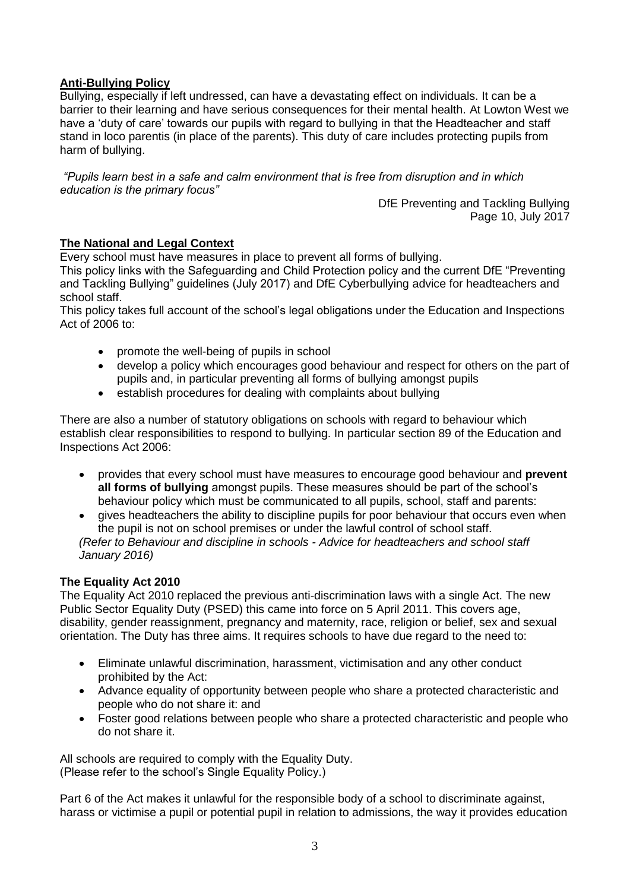## **Anti-Bullying Policy**

Bullying, especially if left undressed, can have a devastating effect on individuals. It can be a barrier to their learning and have serious consequences for their mental health. At Lowton West we have a 'duty of care' towards our pupils with regard to bullying in that the Headteacher and staff stand in loco parentis (in place of the parents). This duty of care includes protecting pupils from harm of bullying.

*"Pupils learn best in a safe and calm environment that is free from disruption and in which education is the primary focus"*

DfE Preventing and Tackling Bullying  
Page 10, July 2017

## **The National and Legal Context**

Every school must have measures in place to prevent all forms of bullying.

This policy links with the Safeguarding and Child Protection policy and the current DfE "Preventing and Tackling Bullying" guidelines (July 2017) and DfE Cyberbullying advice for headteachers and school staff.

This policy takes full account of the school's legal obligations under the Education and Inspections Act of 2006 to:

- promote the well-being of pupils in school
- develop a policy which encourages good behaviour and respect for others on the part of pupils and, in particular preventing all forms of bullying amongst pupils
- establish procedures for dealing with complaints about bullying

There are also a number of statutory obligations on schools with regard to behaviour which establish clear responsibilities to respond to bullying. In particular section 89 of the Education and Inspections Act 2006:

- provides that every school must have measures to encourage good behaviour and **prevent all forms of bullying** amongst pupils. These measures should be part of the school's behaviour policy which must be communicated to all pupils, school, staff and parents:
- gives headteachers the ability to discipline pupils for poor behaviour that occurs even when the pupil is not on school premises or under the lawful control of school staff.

  *(Refer to Behaviour and discipline in schools - Advice for headteachers and school staff January 2016)*

### **The Equality Act 2010**

The Equality Act 2010 replaced the previous anti-discrimination laws with a single Act. The new Public Sector Equality Duty (PSED) this came into force on 5 April 2011. This covers age, disability, gender reassignment, pregnancy and maternity, race, religion or belief, sex and sexual orientation. The Duty has three aims. It requires schools to have due regard to the need to:

- Eliminate unlawful discrimination, harassment, victimisation and any other conduct prohibited by the Act:
- Advance equality of opportunity between people who share a protected characteristic and people who do not share it: and
- Foster good relations between people who share a protected characteristic and people who do not share it.

All schools are required to comply with the Equality Duty.  
(Please refer to the school's Single Equality Policy.)

Part 6 of the Act makes it unlawful for the responsible body of a school to discriminate against, harass or victimise a pupil or potential pupil in relation to admissions, the way it provides education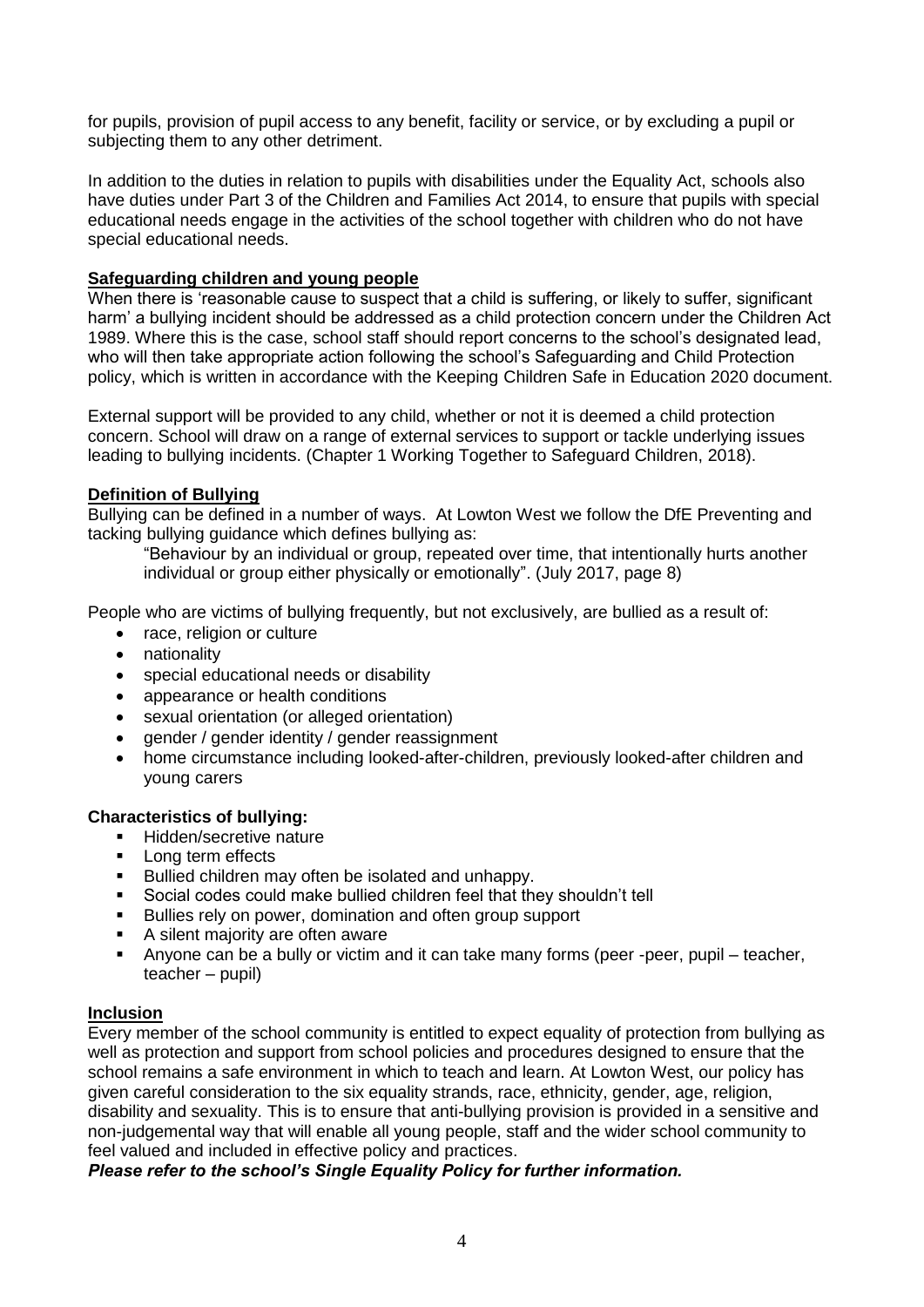for pupils, provision of pupil access to any benefit, facility or service, or by excluding a pupil or subjecting them to any other detriment.

In addition to the duties in relation to pupils with disabilities under the Equality Act, schools also have duties under Part 3 of the Children and Families Act 2014, to ensure that pupils with special educational needs engage in the activities of the school together with children who do not have special educational needs.

## Safeguarding children and young people

When there is 'reasonable cause to suspect that a child is suffering, or likely to suffer, significant harm' a bullying incident should be addressed as a child protection concern under the Children Act 1989. Where this is the case, school staff should report concerns to the school's designated lead, who will then take appropriate action following the school's Safeguarding and Child Protection policy, which is written in accordance with the Keeping Children Safe in Education 2020 document.

External support will be provided to any child, whether or not it is deemed a child protection concern. School will draw on a range of external services to support or tackle underlying issues leading to bullying incidents. (Chapter 1 Working Together to Safeguard Children, 2018).

## Definition of Bullying

Bullying can be defined in a number of ways. At Lowton West we follow the DfE Preventing and tacking bullying guidance which defines bullying as:

> "Behaviour by an individual or group, repeated over time, that intentionally hurts another individual or group either physically or emotionally". (July 2017, page 8)

People who are victims of bullying frequently, but not exclusively, are bullied as a result of:

- race, religion or culture
- nationality
- special educational needs or disability
- appearance or health conditions
- sexual orientation (or alleged orientation)
- gender / gender identity / gender reassignment
- home circumstance including looked-after-children, previously looked-after children and young carers

**Characteristics of bullying:**

- Hidden/secretive nature
- Long term effects
- Bullied children may often be isolated and unhappy.
- Social codes could make bullied children feel that they shouldn't tell
- Bullies rely on power, domination and often group support
- A silent majority are often aware
- Anyone can be a bully or victim and it can take many forms (peer -peer, pupil – teacher, teacher – pupil)

## Inclusion

Every member of the school community is entitled to expect equality of protection from bullying as well as protection and support from school policies and procedures designed to ensure that the school remains a safe environment in which to teach and learn. At Lowton West, our policy has given careful consideration to the six equality strands, race, ethnicity, gender, age, religion, disability and sexuality. This is to ensure that anti-bullying provision is provided in a sensitive and non-judgemental way that will enable all young people, staff and the wider school community to feel valued and included in effective policy and practices.

***Please refer to the school's Single Equality Policy for further information.***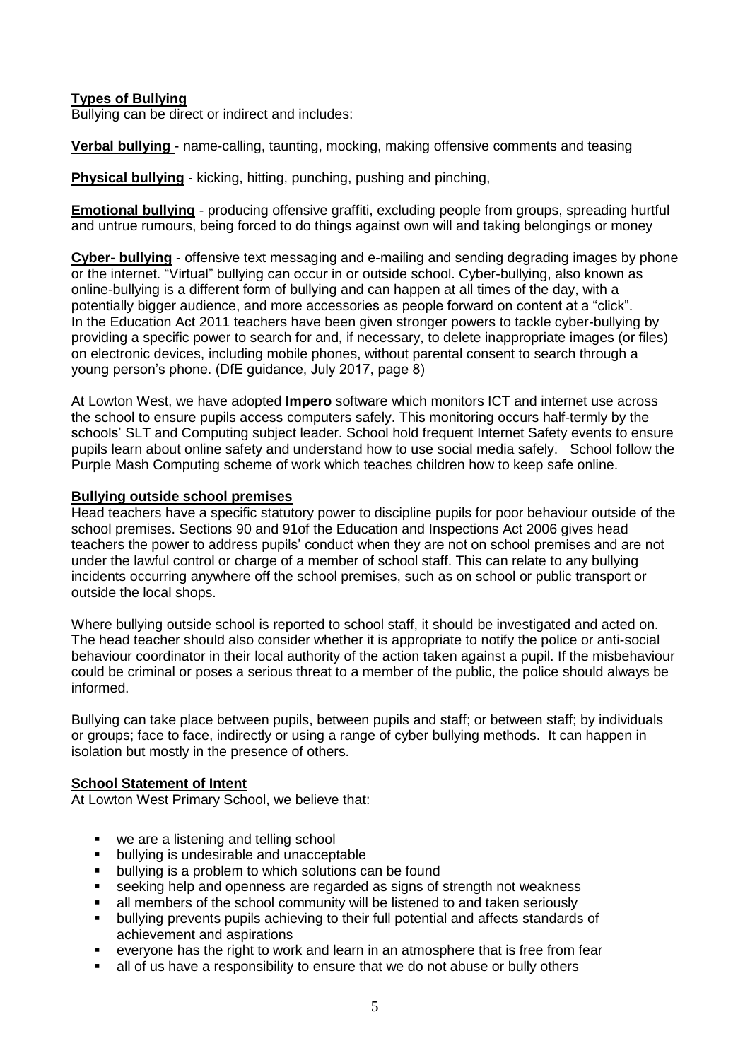**Types of Bullying**

Bullying can be direct or indirect and includes:

**Verbal bullying** - name-calling, taunting, mocking, making offensive comments and teasing

**Physical bullying** - kicking, hitting, punching, pushing and pinching,

**Emotional bullying** - producing offensive graffiti, excluding people from groups, spreading hurtful and untrue rumours, being forced to do things against own will and taking belongings or money

**Cyber- bullying** - offensive text messaging and e-mailing and sending degrading images by phone or the internet. "Virtual" bullying can occur in or outside school. Cyber-bullying, also known as online-bullying is a different form of bullying and can happen at all times of the day, with a potentially bigger audience, and more accessories as people forward on content at a "click". In the Education Act 2011 teachers have been given stronger powers to tackle cyber-bullying by providing a specific power to search for and, if necessary, to delete inappropriate images (or files) on electronic devices, including mobile phones, without parental consent to search through a young person's phone. (DfE guidance, July 2017, page 8)

At Lowton West, we have adopted **Impero** software which monitors ICT and internet use across the school to ensure pupils access computers safely. This monitoring occurs half-termly by the schools' SLT and Computing subject leader. School hold frequent Internet Safety events to ensure pupils learn about online safety and understand how to use social media safely. School follow the Purple Mash Computing scheme of work which teaches children how to keep safe online.

**Bullying outside school premises**

Head teachers have a specific statutory power to discipline pupils for poor behaviour outside of the school premises. Sections 90 and 91of the Education and Inspections Act 2006 gives head teachers the power to address pupils' conduct when they are not on school premises and are not under the lawful control or charge of a member of school staff. This can relate to any bullying incidents occurring anywhere off the school premises, such as on school or public transport or outside the local shops.

Where bullying outside school is reported to school staff, it should be investigated and acted on. The head teacher should also consider whether it is appropriate to notify the police or anti-social behaviour coordinator in their local authority of the action taken against a pupil. If the misbehaviour could be criminal or poses a serious threat to a member of the public, the police should always be informed.

Bullying can take place between pupils, between pupils and staff; or between staff; by individuals or groups; face to face, indirectly or using a range of cyber bullying methods. It can happen in isolation but mostly in the presence of others.

**School Statement of Intent**

At Lowton West Primary School, we believe that:

- we are a listening and telling school
- bullying is undesirable and unacceptable
- bullying is a problem to which solutions can be found
- seeking help and openness are regarded as signs of strength not weakness
- all members of the school community will be listened to and taken seriously
- bullying prevents pupils achieving to their full potential and affects standards of achievement and aspirations
- everyone has the right to work and learn in an atmosphere that is free from fear
- all of us have a responsibility to ensure that we do not abuse or bully others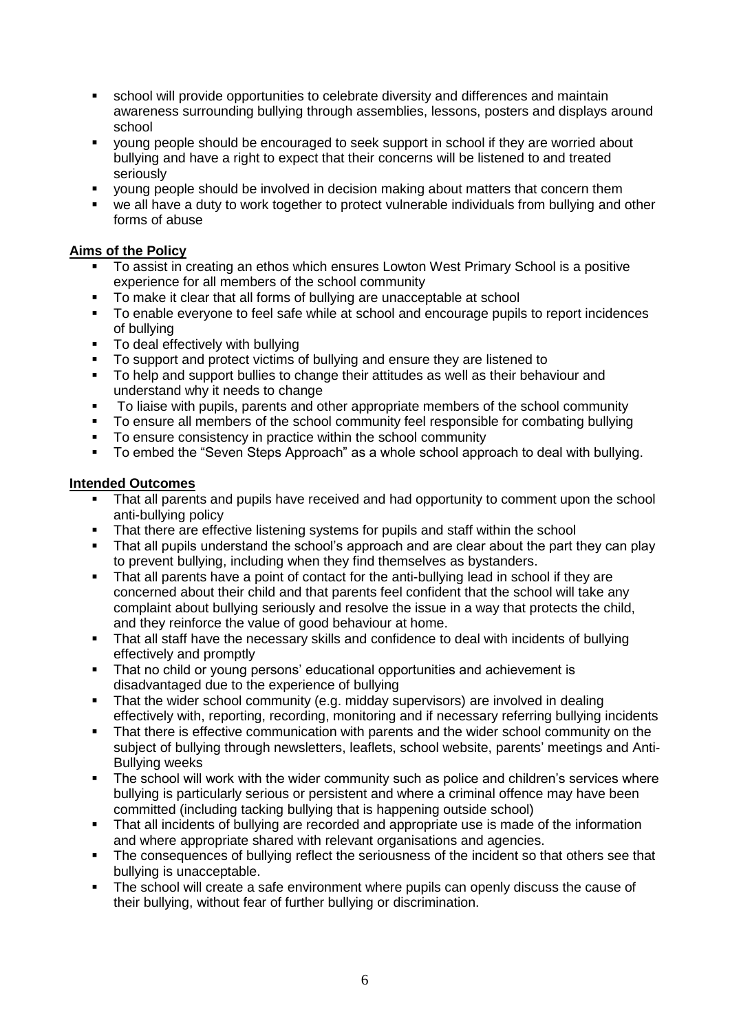- school will provide opportunities to celebrate diversity and differences and maintain awareness surrounding bullying through assemblies, lessons, posters and displays around school
- young people should be encouraged to seek support in school if they are worried about bullying and have a right to expect that their concerns will be listened to and treated seriously
- young people should be involved in decision making about matters that concern them
- we all have a duty to work together to protect vulnerable individuals from bullying and other forms of abuse

**Aims of the Policy**

- To assist in creating an ethos which ensures Lowton West Primary School is a positive experience for all members of the school community
- To make it clear that all forms of bullying are unacceptable at school
- To enable everyone to feel safe while at school and encourage pupils to report incidences of bullying
- To deal effectively with bullying
- To support and protect victims of bullying and ensure they are listened to
- To help and support bullies to change their attitudes as well as their behaviour and understand why it needs to change
- To liaise with pupils, parents and other appropriate members of the school community
- To ensure all members of the school community feel responsible for combating bullying
- To ensure consistency in practice within the school community
- To embed the "Seven Steps Approach" as a whole school approach to deal with bullying.

**Intended Outcomes**

- That all parents and pupils have received and had opportunity to comment upon the school anti-bullying policy
- That there are effective listening systems for pupils and staff within the school
- That all pupils understand the school's approach and are clear about the part they can play to prevent bullying, including when they find themselves as bystanders.
- That all parents have a point of contact for the anti-bullying lead in school if they are concerned about their child and that parents feel confident that the school will take any complaint about bullying seriously and resolve the issue in a way that protects the child, and they reinforce the value of good behaviour at home.
- That all staff have the necessary skills and confidence to deal with incidents of bullying effectively and promptly
- That no child or young persons' educational opportunities and achievement is disadvantaged due to the experience of bullying
- That the wider school community (e.g. midday supervisors) are involved in dealing effectively with, reporting, recording, monitoring and if necessary referring bullying incidents
- That there is effective communication with parents and the wider school community on the subject of bullying through newsletters, leaflets, school website, parents' meetings and Anti-Bullying weeks
- The school will work with the wider community such as police and children's services where bullying is particularly serious or persistent and where a criminal offence may have been committed (including tacking bullying that is happening outside school)
- That all incidents of bullying are recorded and appropriate use is made of the information and where appropriate shared with relevant organisations and agencies.
- The consequences of bullying reflect the seriousness of the incident so that others see that bullying is unacceptable.
- The school will create a safe environment where pupils can openly discuss the cause of their bullying, without fear of further bullying or discrimination.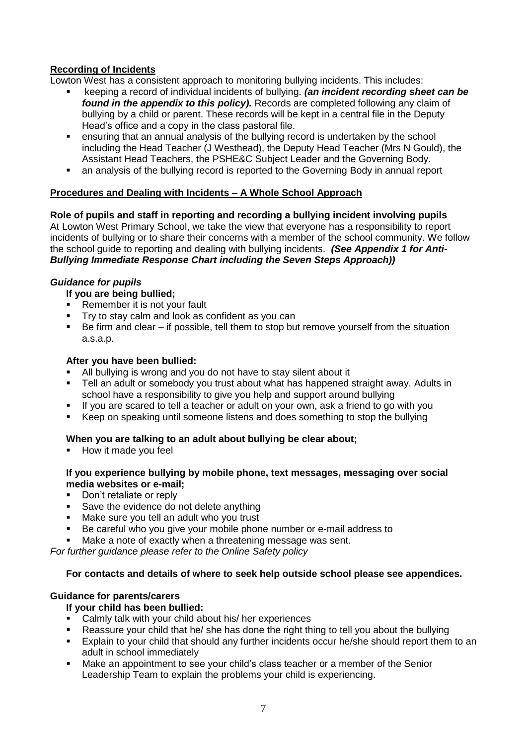**Recording of Incidents**

Lowton West has a consistent approach to monitoring bullying incidents. This includes:

- keeping a record of individual incidents of bullying. ***(an incident recording sheet can be found in the appendix to this policy).*** Records are completed following any claim of bullying by a child or parent. These records will be kept in a central file in the Deputy Head's office and a copy in the class pastoral file.
- ensuring that an annual analysis of the bullying record is undertaken by the school including the Head Teacher (J Westhead), the Deputy Head Teacher (Mrs N Gould), the Assistant Head Teachers, the PSHE&C Subject Leader and the Governing Body.
- an analysis of the bullying record is reported to the Governing Body in annual report

**Procedures and Dealing with Incidents – A Whole School Approach**

**Role of pupils and staff in reporting and recording a bullying incident involving pupils**

At Lowton West Primary School, we take the view that everyone has a responsibility to report incidents of bullying or to share their concerns with a member of the school community. We follow the school guide to reporting and dealing with bullying incidents. ***(See Appendix 1 for Anti-Bullying Immediate Response Chart including the Seven Steps Approach))***

***Guidance for pupils***

**If you are being bullied;**

- Remember it is not your fault
- Try to stay calm and look as confident as you can
- Be firm and clear – if possible, tell them to stop but remove yourself from the situation a.s.a.p.

**After you have been bullied:**

- All bullying is wrong and you do not have to stay silent about it
- Tell an adult or somebody you trust about what has happened straight away. Adults in school have a responsibility to give you help and support around bullying
- If you are scared to tell a teacher or adult on your own, ask a friend to go with you
- Keep on speaking until someone listens and does something to stop the bullying

**When you are talking to an adult about bullying be clear about;**

- How it made you feel

**If you experience bullying by mobile phone, text messages, messaging over social media websites or e-mail;**

- Don't retaliate or reply
- Save the evidence do not delete anything
- Make sure you tell an adult who you trust
- Be careful who you give your mobile phone number or e-mail address to
- Make a note of exactly when a threatening message was sent.

*For further guidance please refer to the Online Safety policy*

**For contacts and details of where to seek help outside school please see appendices.**

**Guidance for parents/carers**

**If your child has been bullied:**

- Calmly talk with your child about his/ her experiences
- Reassure your child that he/ she has done the right thing to tell you about the bullying
- Explain to your child that should any further incidents occur he/she should report them to an adult in school immediately
- Make an appointment to see your child's class teacher or a member of the Senior Leadership Team to explain the problems your child is experiencing.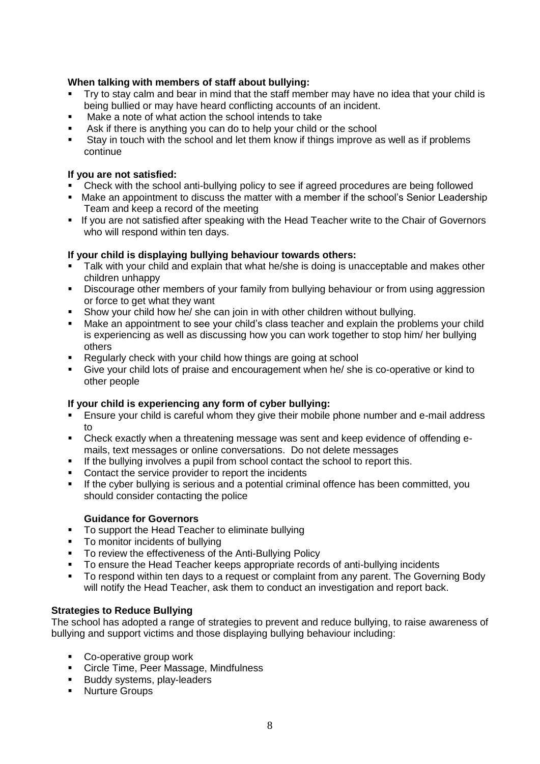**When talking with members of staff about bullying:**

- Try to stay calm and bear in mind that the staff member may have no idea that your child is being bullied or may have heard conflicting accounts of an incident.
- Make a note of what action the school intends to take
- Ask if there is anything you can do to help your child or the school
- Stay in touch with the school and let them know if things improve as well as if problems continue

**If you are not satisfied:**

- Check with the school anti-bullying policy to see if agreed procedures are being followed
- Make an appointment to discuss the matter with a member if the school's Senior Leadership Team and keep a record of the meeting
- If you are not satisfied after speaking with the Head Teacher write to the Chair of Governors who will respond within ten days.

**If your child is displaying bullying behaviour towards others:**

- Talk with your child and explain that what he/she is doing is unacceptable and makes other children unhappy
- Discourage other members of your family from bullying behaviour or from using aggression or force to get what they want
- Show your child how he/ she can join in with other children without bullying.
- Make an appointment to see your child's class teacher and explain the problems your child is experiencing as well as discussing how you can work together to stop him/ her bullying others
- Regularly check with your child how things are going at school
- Give your child lots of praise and encouragement when he/ she is co-operative or kind to other people

**If your child is experiencing any form of cyber bullying:**

- Ensure your child is careful whom they give their mobile phone number and e-mail address to
- Check exactly when a threatening message was sent and keep evidence of offending e-mails, text messages or online conversations. Do not delete messages
- If the bullying involves a pupil from school contact the school to report this.
- Contact the service provider to report the incidents
- If the cyber bullying is serious and a potential criminal offence has been committed, you should consider contacting the police

**Guidance for Governors**

- To support the Head Teacher to eliminate bullying
- To monitor incidents of bullying
- To review the effectiveness of the Anti-Bullying Policy
- To ensure the Head Teacher keeps appropriate records of anti-bullying incidents
- To respond within ten days to a request or complaint from any parent. The Governing Body will notify the Head Teacher, ask them to conduct an investigation and report back.

**Strategies to Reduce Bullying**

The school has adopted a range of strategies to prevent and reduce bullying, to raise awareness of bullying and support victims and those displaying bullying behaviour including:

- Co-operative group work
- Circle Time, Peer Massage, Mindfulness
- Buddy systems, play-leaders
- Nurture Groups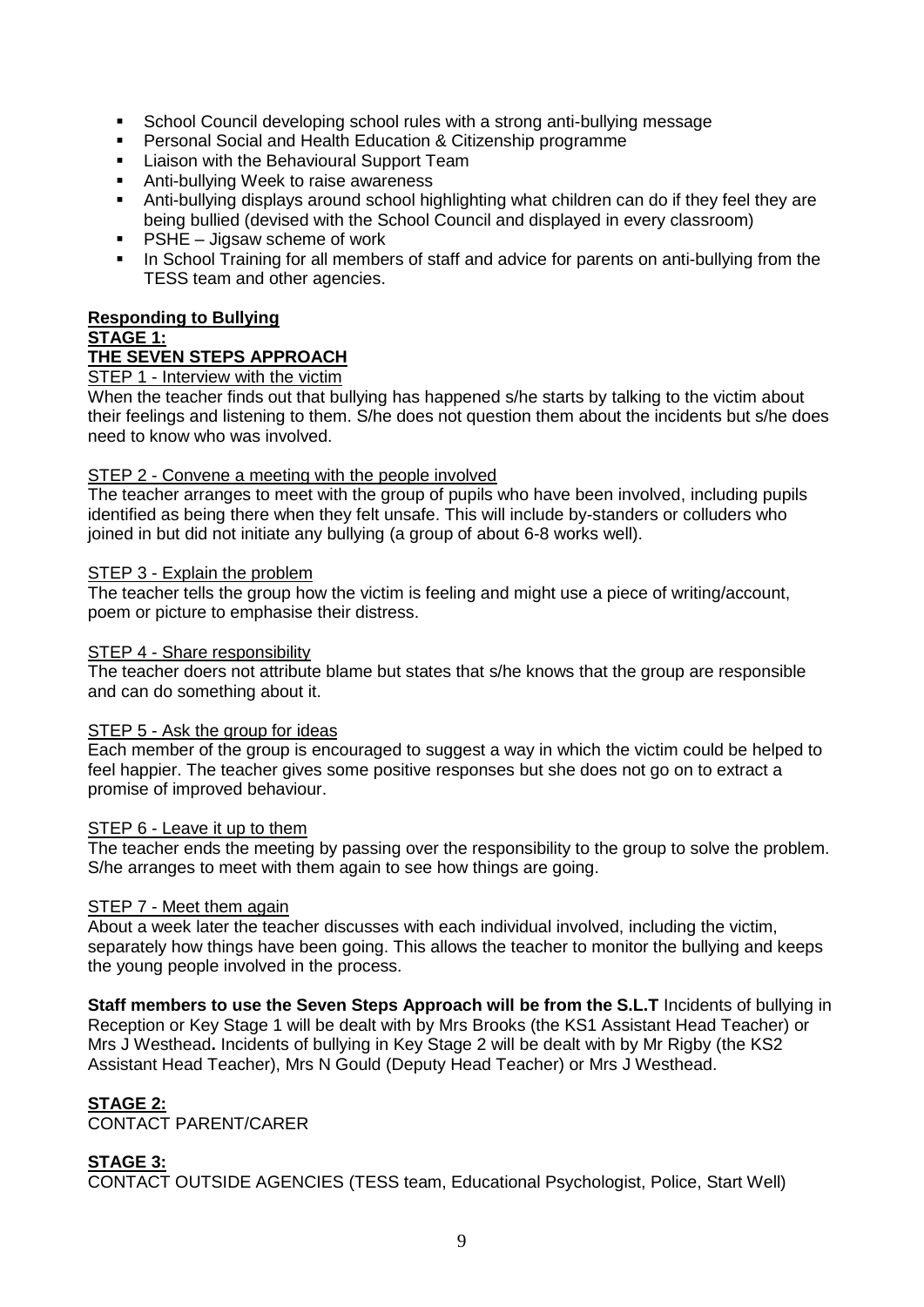- School Council developing school rules with a strong anti-bullying message
- Personal Social and Health Education & Citizenship programme
- Liaison with the Behavioural Support Team
- Anti-bullying Week to raise awareness
- Anti-bullying displays around school highlighting what children can do if they feel they are being bullied (devised with the School Council and displayed in every classroom)
- PSHE – Jigsaw scheme of work
- In School Training for all members of staff and advice for parents on anti-bullying from the TESS team and other agencies.

**Responding to Bullying**

**STAGE 1:**

**THE SEVEN STEPS APPROACH**

STEP 1 - Interview with the victim

When the teacher finds out that bullying has happened s/he starts by talking to the victim about their feelings and listening to them. S/he does not question them about the incidents but s/he does need to know who was involved.

STEP 2 - Convene a meeting with the people involved

The teacher arranges to meet with the group of pupils who have been involved, including pupils identified as being there when they felt unsafe. This will include by-standers or colluders who joined in but did not initiate any bullying (a group of about 6-8 works well).

STEP 3 - Explain the problem

The teacher tells the group how the victim is feeling and might use a piece of writing/account, poem or picture to emphasise their distress.

STEP 4 - Share responsibility

The teacher doers not attribute blame but states that s/he knows that the group are responsible and can do something about it.

STEP 5 - Ask the group for ideas

Each member of the group is encouraged to suggest a way in which the victim could be helped to feel happier. The teacher gives some positive responses but she does not go on to extract a promise of improved behaviour.

STEP 6 - Leave it up to them

The teacher ends the meeting by passing over the responsibility to the group to solve the problem. S/he arranges to meet with them again to see how things are going.

STEP 7 - Meet them again

About a week later the teacher discusses with each individual involved, including the victim, separately how things have been going. This allows the teacher to monitor the bullying and keeps the young people involved in the process.

**Staff members to use the Seven Steps Approach will be from the S.L.T** Incidents of bullying in Reception or Key Stage 1 will be dealt with by Mrs Brooks (the KS1 Assistant Head Teacher) or Mrs J Westhead**.** Incidents of bullying in Key Stage 2 will be dealt with by Mr Rigby (the KS2 Assistant Head Teacher), Mrs N Gould (Deputy Head Teacher) or Mrs J Westhead.

**STAGE 2:**

CONTACT PARENT/CARER

**STAGE 3:**

CONTACT OUTSIDE AGENCIES (TESS team, Educational Psychologist, Police, Start Well)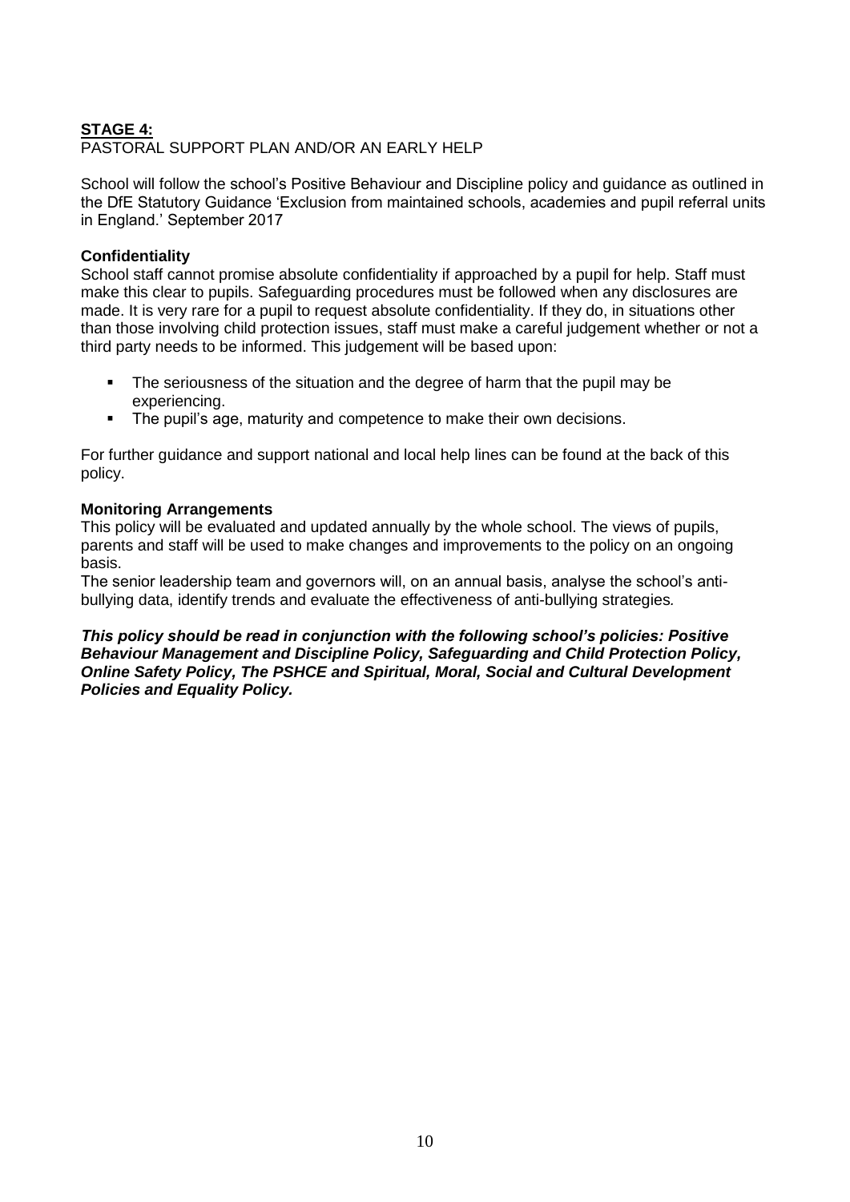**STAGE 4:**

PASTORAL SUPPORT PLAN AND/OR AN EARLY HELP

School will follow the school's Positive Behaviour and Discipline policy and guidance as outlined in the DfE Statutory Guidance 'Exclusion from maintained schools, academies and pupil referral units in England.' September 2017

**Confidentiality**

School staff cannot promise absolute confidentiality if approached by a pupil for help. Staff must make this clear to pupils. Safeguarding procedures must be followed when any disclosures are made. It is very rare for a pupil to request absolute confidentiality. If they do, in situations other than those involving child protection issues, staff must make a careful judgement whether or not a third party needs to be informed. This judgement will be based upon:

- The seriousness of the situation and the degree of harm that the pupil may be experiencing.
- The pupil's age, maturity and competence to make their own decisions.

For further guidance and support national and local help lines can be found at the back of this policy.

**Monitoring Arrangements**

This policy will be evaluated and updated annually by the whole school. The views of pupils, parents and staff will be used to make changes and improvements to the policy on an ongoing basis.

The senior leadership team and governors will, on an annual basis, analyse the school's anti-bullying data, identify trends and evaluate the effectiveness of anti-bullying strategies.

***This policy should be read in conjunction with the following school's policies: Positive Behaviour Management and Discipline Policy, Safeguarding and Child Protection Policy, Online Safety Policy, The PSHCE and Spiritual, Moral, Social and Cultural Development Policies and Equality Policy.***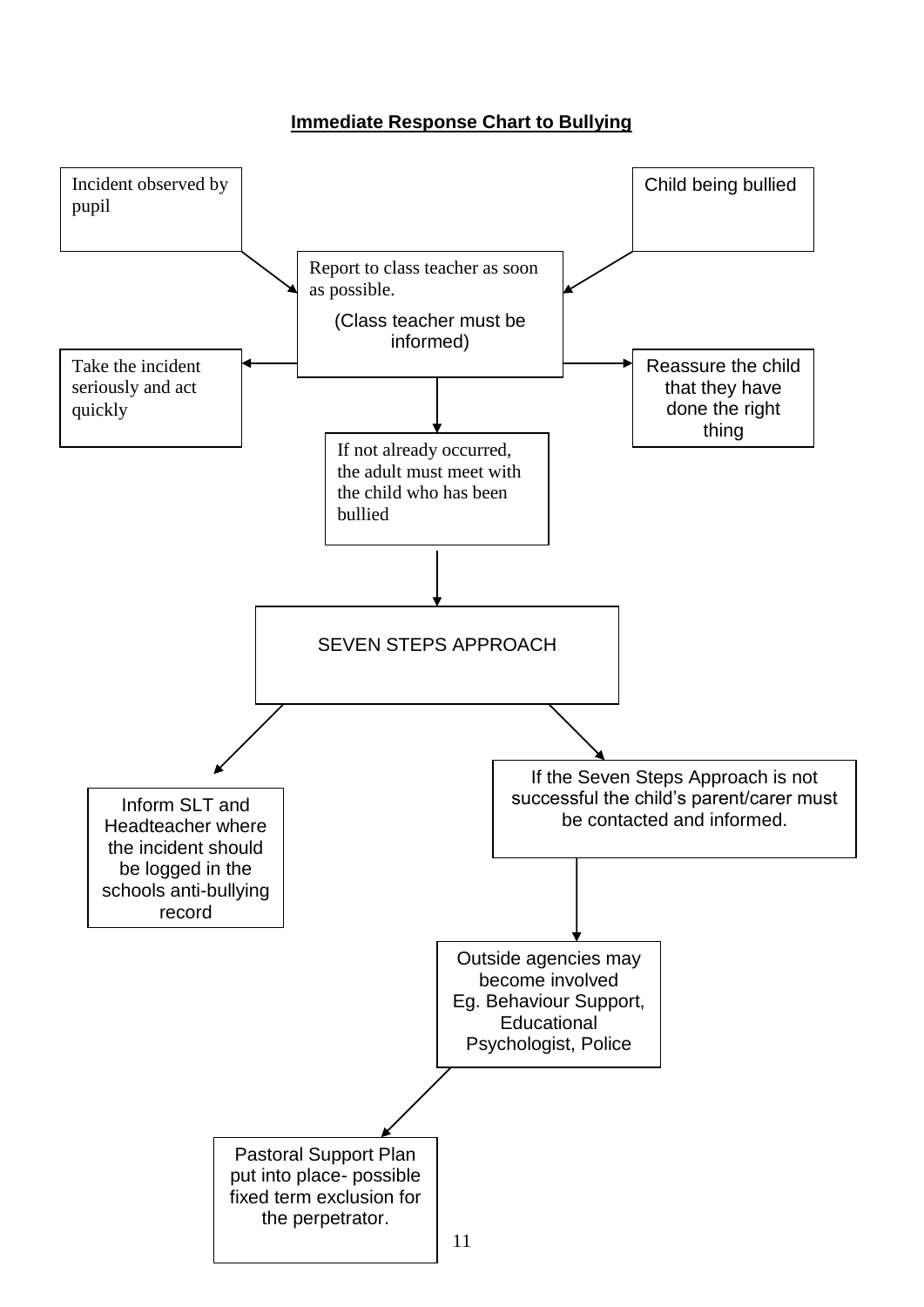**Immediate Response Chart to Bullying**

Incident observed by pupil

Child being bullied

Report to class teacher as soon as possible.

(Class teacher must be informed)

Take the incident seriously and act quickly

Reassure the child that they have done the right thing

If not already occurred, the adult must meet with the child who has been bullied

SEVEN STEPS APPROACH

Inform SLT and Headteacher where the incident should be logged in the schools anti-bullying record

If the Seven Steps Approach is not successful the child's parent/carer must be contacted and informed.

Outside agencies may become involved Eg. Behaviour Support, Educational Psychologist, Police

Pastoral Support Plan put into place- possible fixed term exclusion for the perpetrator.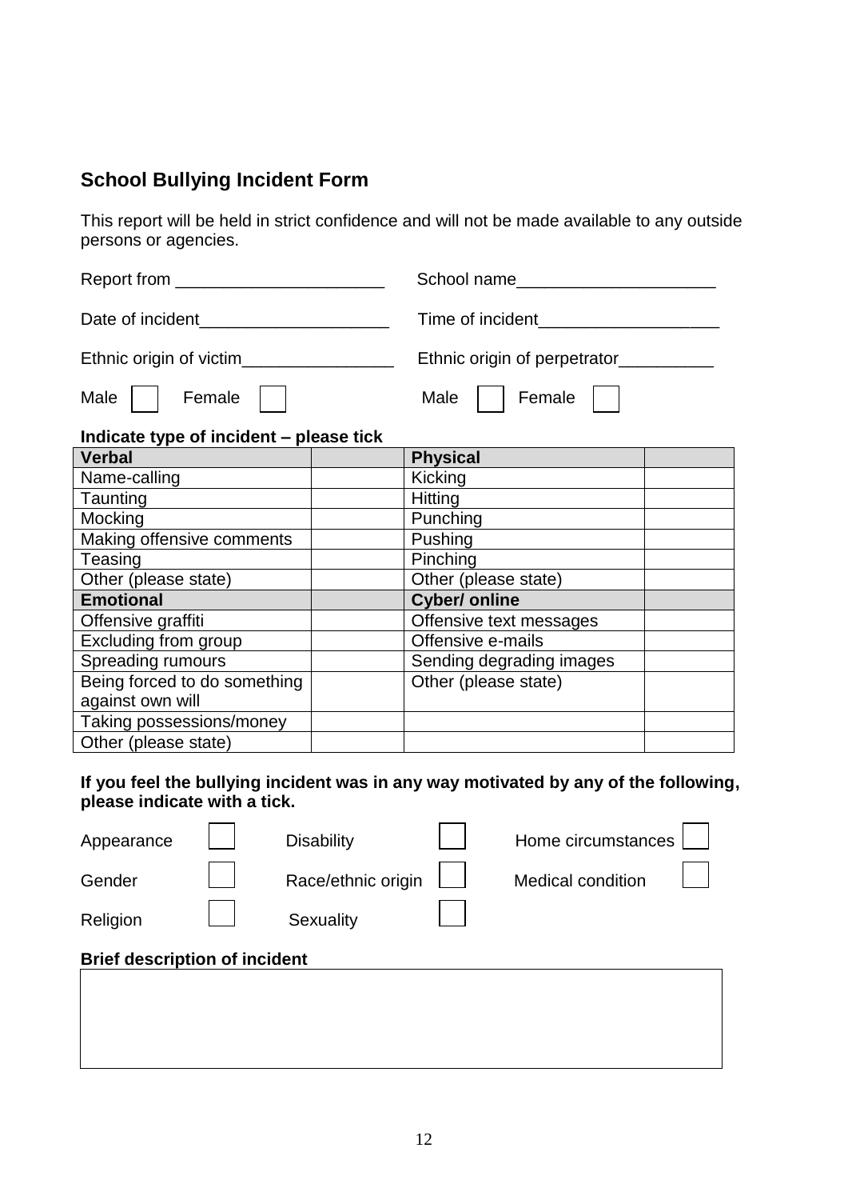## School Bullying Incident Form

This report will be held in strict confidence and will not be made available to any outside persons or agencies.

Report from ______________________ School name_____________________

Date of incident____________________ Time of incident___________________

Ethnic origin of victim________________ Ethnic origin of perpetrator__________

Male ☐ Female ☐ Male ☐ Female ☐

**Indicate type of incident – please tick**

| **Verbal** | | **Physical** | |
|---|---|---|---|
| Name-calling | | Kicking | |
| Taunting | | Hitting | |
| Mocking | | Punching | |
| Making offensive comments | | Pushing | |
| Teasing | | Pinching | |
| Other (please state) | | Other (please state) | |
| **Emotional** | | **Cyber/ online** | |
| Offensive graffiti | | Offensive text messages | |
| Excluding from group | | Offensive e-mails | |
| Spreading rumours | | Sending degrading images | |
| Being forced to do something against own will | | Other (please state) | |
| Taking possessions/money | | | |
| Other (please state) | | | |

**If you feel the bullying incident was in any way motivated by any of the following, please indicate with a tick.**

Appearance ☐ Disability ☐ Home circumstances ☐

Gender ☐ Race/ethnic origin ☐ Medical condition ☐

Religion ☐ Sexuality ☐

**Brief description of incident**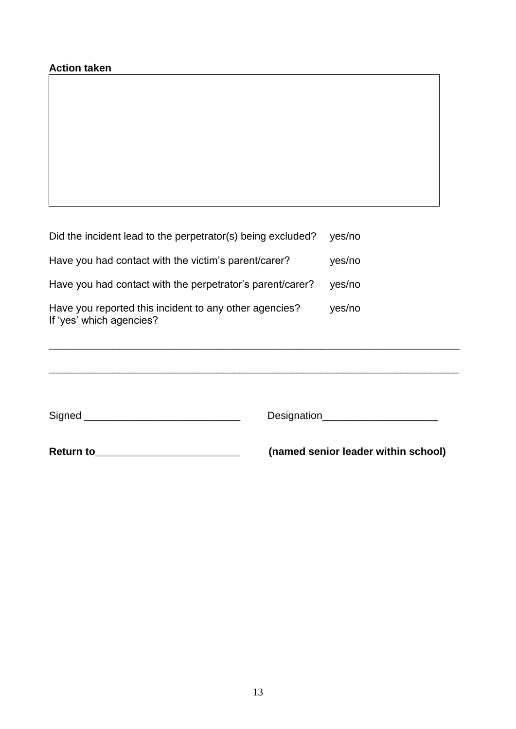**Action taken**

| |
|---|
| |

Did the incident lead to the perpetrator(s) being excluded? yes/no

Have you had contact with the victim's parent/carer? yes/no

Have you had contact with the perpetrator's parent/carer? yes/no

Have you reported this incident to any other agencies? yes/no
If 'yes' which agencies?

______________________________________________________________________

______________________________________________________________________

Signed ___________________________ Designation____________________

**Return to_________________________ (named senior leader within school)**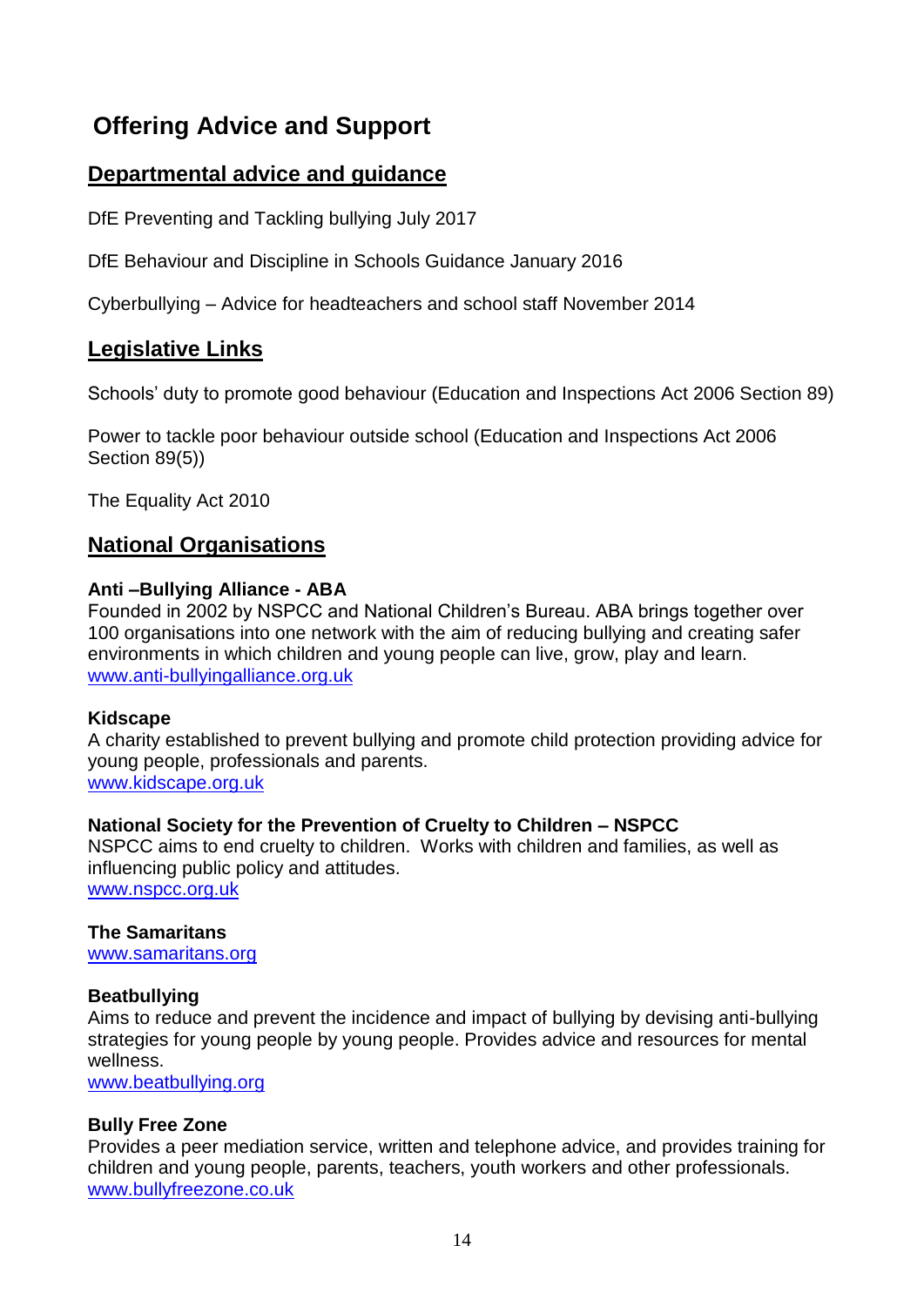# Offering Advice and Support

## Departmental advice and guidance

DfE Preventing and Tackling bullying July 2017

DfE Behaviour and Discipline in Schools Guidance January 2016

Cyberbullying – Advice for headteachers and school staff November 2014

## Legislative Links

Schools' duty to promote good behaviour (Education and Inspections Act 2006 Section 89)

Power to tackle poor behaviour outside school (Education and Inspections Act 2006 Section 89(5))

The Equality Act 2010

## National Organisations

**Anti –Bullying Alliance - ABA**
Founded in 2002 by NSPCC and National Children's Bureau. ABA brings together over 100 organisations into one network with the aim of reducing bullying and creating safer environments in which children and young people can live, grow, play and learn.
www.anti-bullyingalliance.org.uk

**Kidscape**
A charity established to prevent bullying and promote child protection providing advice for young people, professionals and parents.
www.kidscape.org.uk

**National Society for the Prevention of Cruelty to Children – NSPCC**
NSPCC aims to end cruelty to children. Works with children and families, as well as influencing public policy and attitudes.
www.nspcc.org.uk

**The Samaritans**
www.samaritans.org

**Beatbullying**
Aims to reduce and prevent the incidence and impact of bullying by devising anti-bullying strategies for young people by young people. Provides advice and resources for mental wellness.
www.beatbullying.org

**Bully Free Zone**
Provides a peer mediation service, written and telephone advice, and provides training for children and young people, parents, teachers, youth workers and other professionals.
www.bullyfreezone.co.uk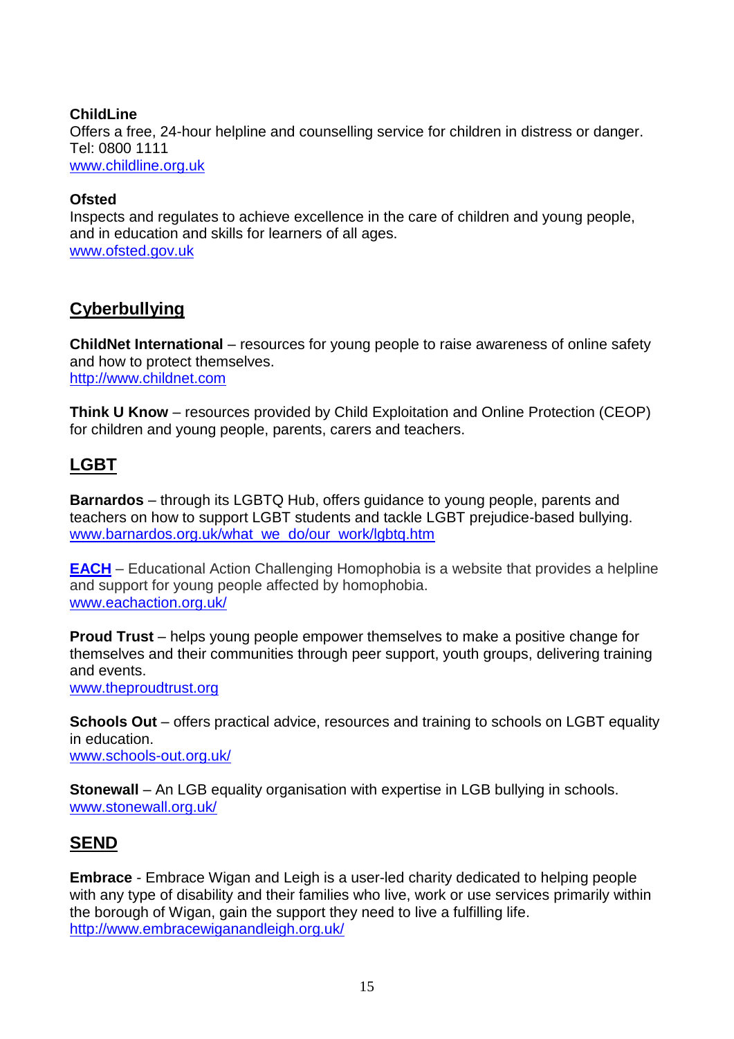**ChildLine**
Offers a free, 24-hour helpline and counselling service for children in distress or danger.
Tel: 0800 1111
www.childline.org.uk

**Ofsted**
Inspects and regulates to achieve excellence in the care of children and young people, and in education and skills for learners of all ages.
www.ofsted.gov.uk

## Cyberbullying

**ChildNet International** – resources for young people to raise awareness of online safety and how to protect themselves.
http://www.childnet.com

**Think U Know** – resources provided by Child Exploitation and Online Protection (CEOP) for children and young people, parents, carers and teachers.

## LGBT

**Barnardos** – through its LGBTQ Hub, offers guidance to young people, parents and teachers on how to support LGBT students and tackle LGBT prejudice-based bullying.
www.barnardos.org.uk/what_we_do/our_work/lgbtq.htm

**EACH** – Educational Action Challenging Homophobia is a website that provides a helpline and support for young people affected by homophobia.
www.eachaction.org.uk/

**Proud Trust** – helps young people empower themselves to make a positive change for themselves and their communities through peer support, youth groups, delivering training and events.
www.theproudtrust.org

**Schools Out** – offers practical advice, resources and training to schools on LGBT equality in education.
www.schools-out.org.uk/

**Stonewall** – An LGB equality organisation with expertise in LGB bullying in schools.
www.stonewall.org.uk/

## SEND

**Embrace** - Embrace Wigan and Leigh is a user-led charity dedicated to helping people with any type of disability and their families who live, work or use services primarily within the borough of Wigan, gain the support they need to live a fulfilling life.
http://www.embracewiganandleigh.org.uk/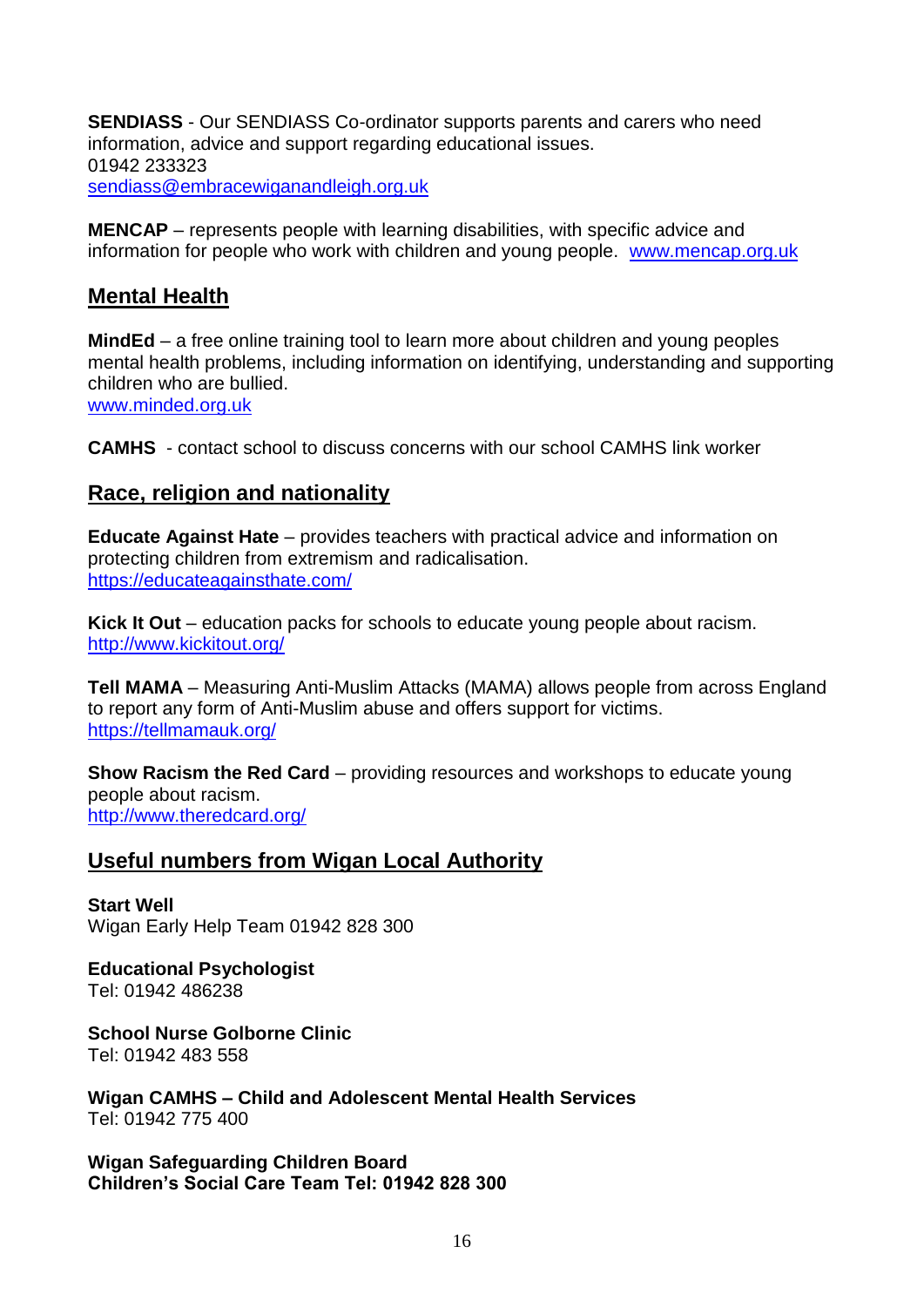**SENDIASS** - Our SENDIASS Co-ordinator supports parents and carers who need information, advice and support regarding educational issues.
01942 233323
sendiass@embracewiganandleigh.org.uk

**MENCAP** – represents people with learning disabilities, with specific advice and information for people who work with children and young people. www.mencap.org.uk

## Mental Health

**MindEd** – a free online training tool to learn more about children and young peoples mental health problems, including information on identifying, understanding and supporting children who are bullied.
www.minded.org.uk

**CAMHS** - contact school to discuss concerns with our school CAMHS link worker

## Race, religion and nationality

**Educate Against Hate** – provides teachers with practical advice and information on protecting children from extremism and radicalisation.
https://educateagainsthate.com/

**Kick It Out** – education packs for schools to educate young people about racism.
http://www.kickitout.org/

**Tell MAMA** – Measuring Anti-Muslim Attacks (MAMA) allows people from across England to report any form of Anti-Muslim abuse and offers support for victims.
https://tellmamauk.org/

**Show Racism the Red Card** – providing resources and workshops to educate young people about racism.
http://www.theredcard.org/

## Useful numbers from Wigan Local Authority

**Start Well**
Wigan Early Help Team 01942 828 300

**Educational Psychologist**
Tel: 01942 486238

**School Nurse Golborne Clinic**
Tel: 01942 483 558

**Wigan CAMHS – Child and Adolescent Mental Health Services**
Tel: 01942 775 400

**Wigan Safeguarding Children Board**
**Children's Social Care Team Tel: 01942 828 300**